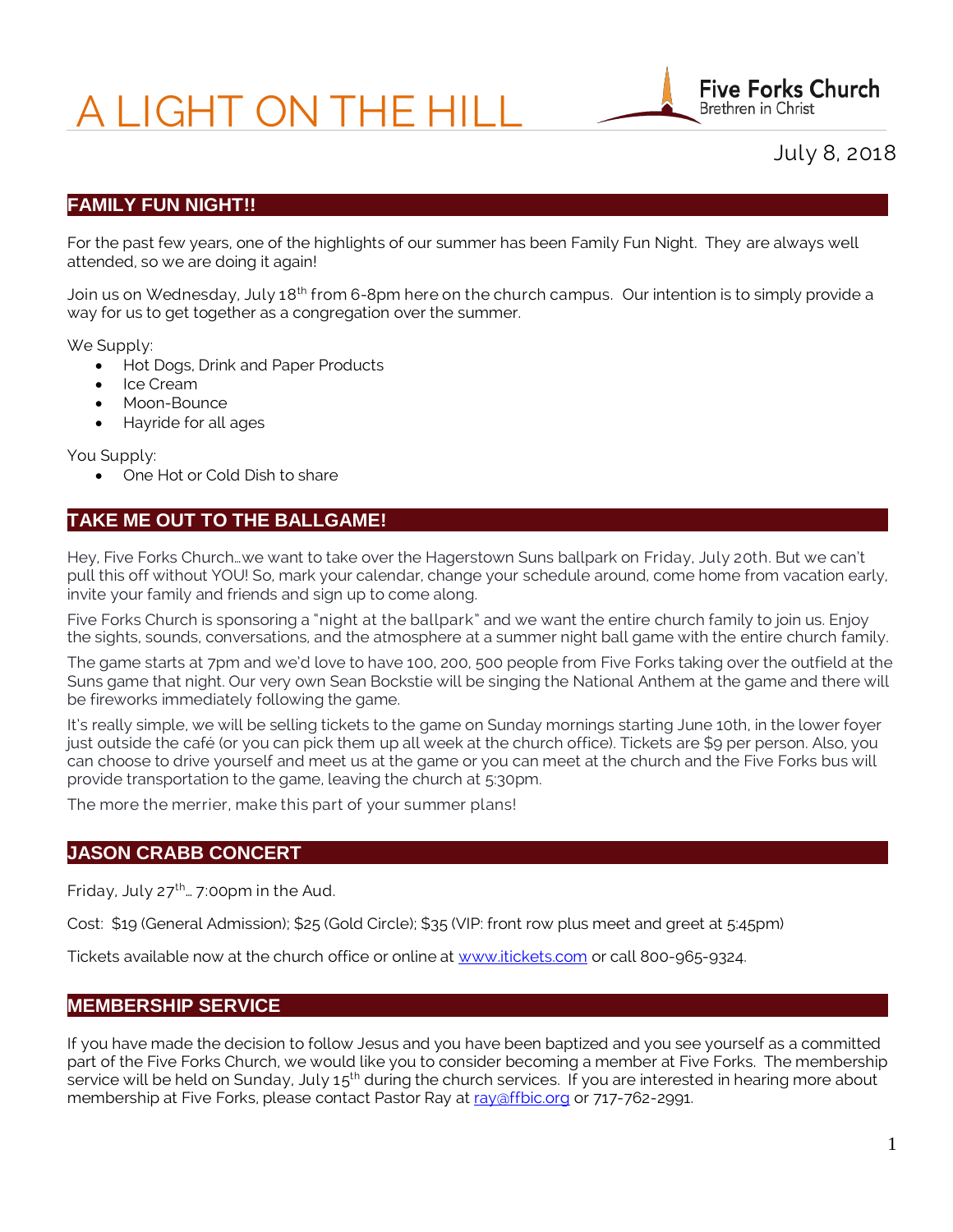# A LIGHT ON THE HILL

Five Forks Church
Brethren in Christ

July 8, 2018

## FAMILY FUN NIGHT!!

For the past few years, one of the highlights of our summer has been Family Fun Night. They are always well attended, so we are doing it again!

Join us on Wednesday, July 18th from 6-8pm here on the church campus. Our intention is to simply provide a way for us to get together as a congregation over the summer.

We Supply:

- Hot Dogs, Drink and Paper Products
- Ice Cream
- Moon-Bounce
- Hayride for all ages

You Supply:

- One Hot or Cold Dish to share

## TAKE ME OUT TO THE BALLGAME!

Hey, Five Forks Church…we want to take over the Hagerstown Suns ballpark on Friday, July 20th. But we can't pull this off without YOU! So, mark your calendar, change your schedule around, come home from vacation early, invite your family and friends and sign up to come along.

Five Forks Church is sponsoring a "night at the ballpark" and we want the entire church family to join us. Enjoy the sights, sounds, conversations, and the atmosphere at a summer night ball game with the entire church family.

The game starts at 7pm and we'd love to have 100, 200, 500 people from Five Forks taking over the outfield at the Suns game that night. Our very own Sean Bockstie will be singing the National Anthem at the game and there will be fireworks immediately following the game.

It's really simple, we will be selling tickets to the game on Sunday mornings starting June 10th, in the lower foyer just outside the café (or you can pick them up all week at the church office). Tickets are $9 per person. Also, you can choose to drive yourself and meet us at the game or you can meet at the church and the Five Forks bus will provide transportation to the game, leaving the church at 5:30pm.

The more the merrier, make this part of your summer plans!

## JASON CRABB CONCERT

Friday, July 27th… 7:00pm in the Aud.

Cost: $19 (General Admission); $25 (Gold Circle); $35 (VIP: front row plus meet and greet at 5:45pm)

Tickets available now at the church office or online at www.itickets.com or call 800-965-9324.

## MEMBERSHIP SERVICE

If you have made the decision to follow Jesus and you have been baptized and you see yourself as a committed part of the Five Forks Church, we would like you to consider becoming a member at Five Forks. The membership service will be held on Sunday, July 15th during the church services. If you are interested in hearing more about membership at Five Forks, please contact Pastor Ray at ray@ffbic.org or 717-762-2991.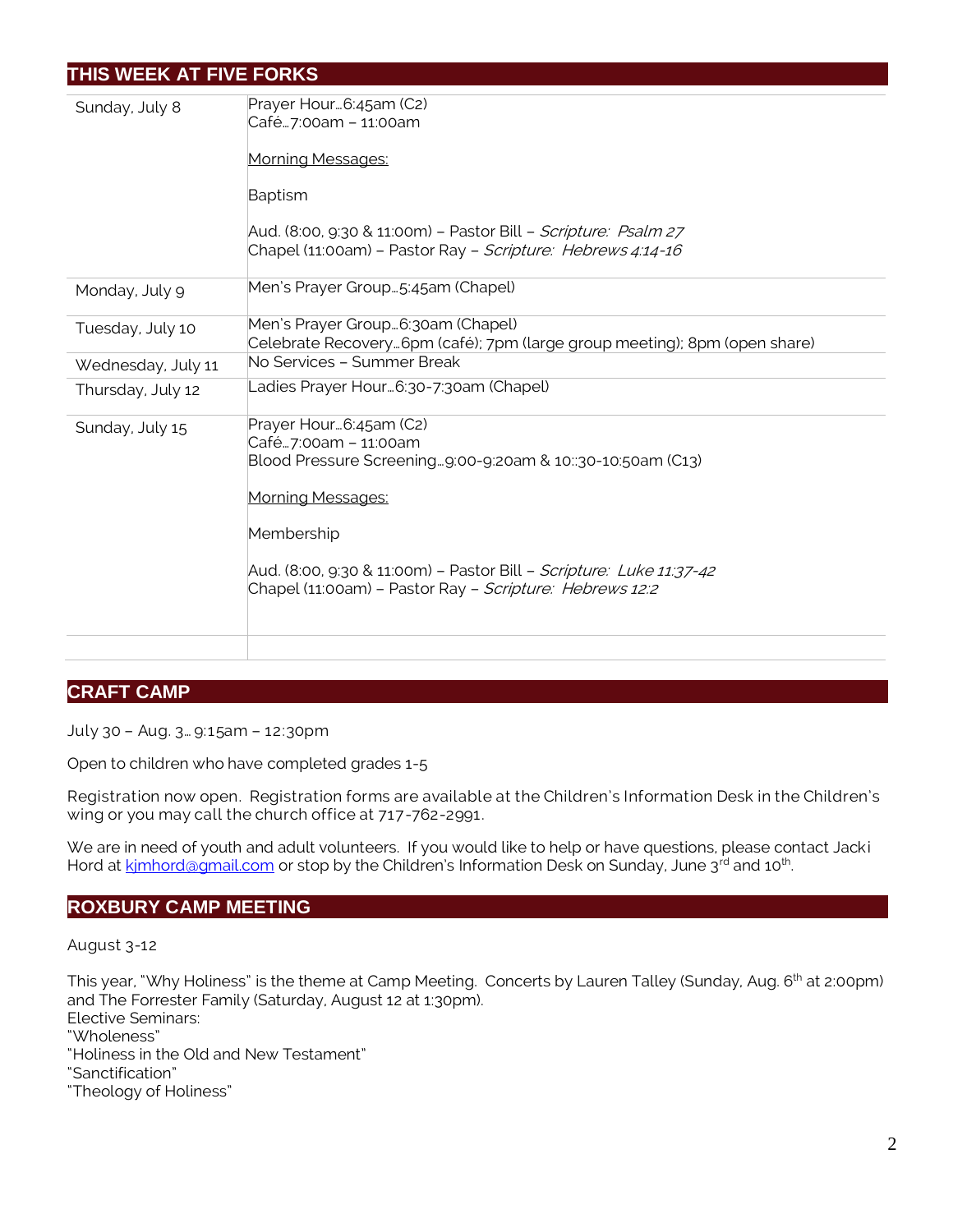## THIS WEEK AT FIVE FORKS

| | |
|---|---|
| Sunday, July 8 | Prayer Hour…6:45am (C2)<br>Café…7:00am – 11:00am<br><br><u>Morning Messages:</u><br><br>Baptism<br><br>Aud. (8:00, 9:30 & 11:00m) – Pastor Bill – *Scripture: Psalm 27*<br>Chapel (11:00am) – Pastor Ray – *Scripture: Hebrews 4:14-16* |
| Monday, July 9 | Men's Prayer Group…5:45am (Chapel) |
| Tuesday, July 10 | Men's Prayer Group…6:30am (Chapel)<br>Celebrate Recovery…6pm (café); 7pm (large group meeting); 8pm (open share) |
| Wednesday, July 11 | No Services – Summer Break |
| Thursday, July 12 | Ladies Prayer Hour…6:30-7:30am (Chapel) |
| Sunday, July 15 | Prayer Hour…6:45am (C2)<br>Café…7:00am – 11:00am<br>Blood Pressure Screening…9:00-9:20am & 10::30-10:50am (C13)<br><br><u>Morning Messages:</u><br><br>Membership<br><br>Aud. (8:00, 9:30 & 11:00m) – Pastor Bill – *Scripture: Luke 11:37-42*<br>Chapel (11:00am) – Pastor Ray – *Scripture: Hebrews 12:2* |
| | |

## CRAFT CAMP

July 30 – Aug. 3… 9:15am – 12:30pm

Open to children who have completed grades 1-5

Registration now open. Registration forms are available at the Children's Information Desk in the Children's wing or you may call the church office at 717-762-2991.

We are in need of youth and adult volunteers. If you would like to help or have questions, please contact Jacki Hord at kjmhord@gmail.com or stop by the Children's Information Desk on Sunday, June 3rd and 10th.

## ROXBURY CAMP MEETING

August 3-12

This year, "Why Holiness" is the theme at Camp Meeting. Concerts by Lauren Talley (Sunday, Aug. 6th at 2:00pm) and The Forrester Family (Saturday, August 12 at 1:30pm).
Elective Seminars:
"Wholeness"
"Holiness in the Old and New Testament"
"Sanctification"
"Theology of Holiness"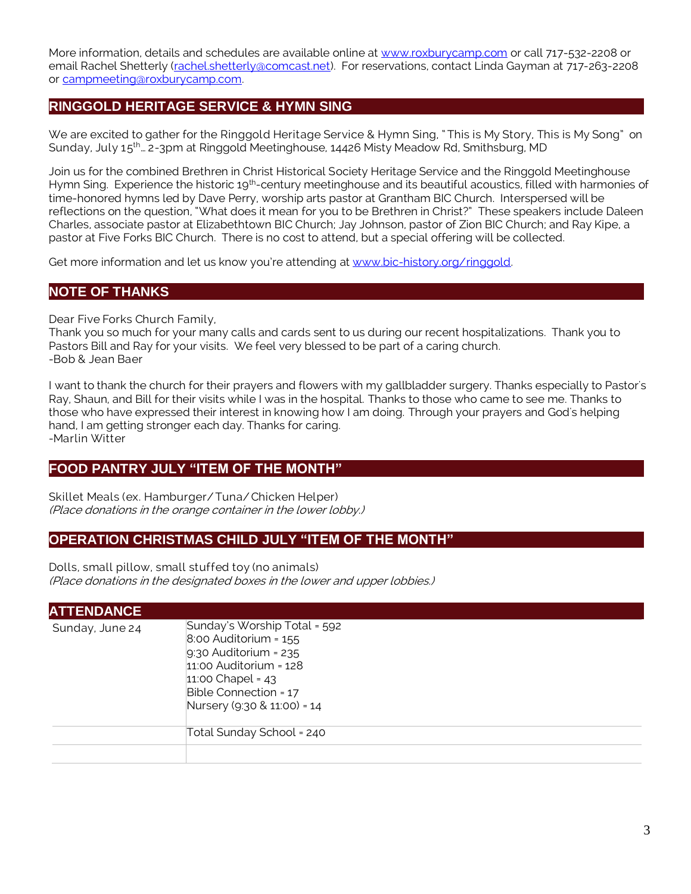More information, details and schedules are available online at [www.roxburycamp.com](http://www.roxburycamp.com) or call 717-532-2208 or email Rachel Shetterly ([rachel.shetterly@comcast.net](mailto:rachel.shetterly@comcast.net)). For reservations, contact Linda Gayman at 717-263-2208 or [campmeeting@roxburycamp.com](mailto:campmeeting@roxburycamp.com).

## RINGGOLD HERITAGE SERVICE & HYMN SING

We are excited to gather for the Ringgold Heritage Service & Hymn Sing, "This is My Story, This is My Song" on Sunday, July 15th… 2-3pm at Ringgold Meetinghouse, 14426 Misty Meadow Rd, Smithsburg, MD

Join us for the combined Brethren in Christ Historical Society Heritage Service and the Ringgold Meetinghouse Hymn Sing. Experience the historic 19th-century meetinghouse and its beautiful acoustics, filled with harmonies of time-honored hymns led by Dave Perry, worship arts pastor at Grantham BIC Church. Interspersed will be reflections on the question, "What does it mean for you to be Brethren in Christ?" These speakers include Daleen Charles, associate pastor at Elizabethtown BIC Church; Jay Johnson, pastor of Zion BIC Church; and Ray Kipe, a pastor at Five Forks BIC Church. There is no cost to attend, but a special offering will be collected.

Get more information and let us know you're attending at [www.bic-history.org/ringgold](http://www.bic-history.org/ringgold).

## NOTE OF THANKS

Dear Five Forks Church Family,
Thank you so much for your many calls and cards sent to us during our recent hospitalizations. Thank you to Pastors Bill and Ray for your visits. We feel very blessed to be part of a caring church.
-Bob & Jean Baer

I want to thank the church for their prayers and flowers with my gallbladder surgery. Thanks especially to Pastor's Ray, Shaun, and Bill for their visits while I was in the hospital. Thanks to those who came to see me. Thanks to those who have expressed their interest in knowing how I am doing. Through your prayers and God's helping hand, I am getting stronger each day. Thanks for caring.
-Marlin Witter

## FOOD PANTRY JULY "ITEM OF THE MONTH"

Skillet Meals (ex. Hamburger/Tuna/Chicken Helper)
*(Place donations in the orange container in the lower lobby.)*

## OPERATION CHRISTMAS CHILD JULY "ITEM OF THE MONTH"

Dolls, small pillow, small stuffed toy (no animals)
*(Place donations in the designated boxes in the lower and upper lobbies.)*

## ATTENDANCE

| | |
|---|---|
| Sunday, June 24 | Sunday's Worship Total = 592<br>8:00 Auditorium = 155<br>9:30 Auditorium = 235<br>11:00 Auditorium = 128<br>11:00 Chapel = 43<br>Bible Connection = 17<br>Nursery (9:30 & 11:00) = 14 |
| | Total Sunday School = 240 |
| | |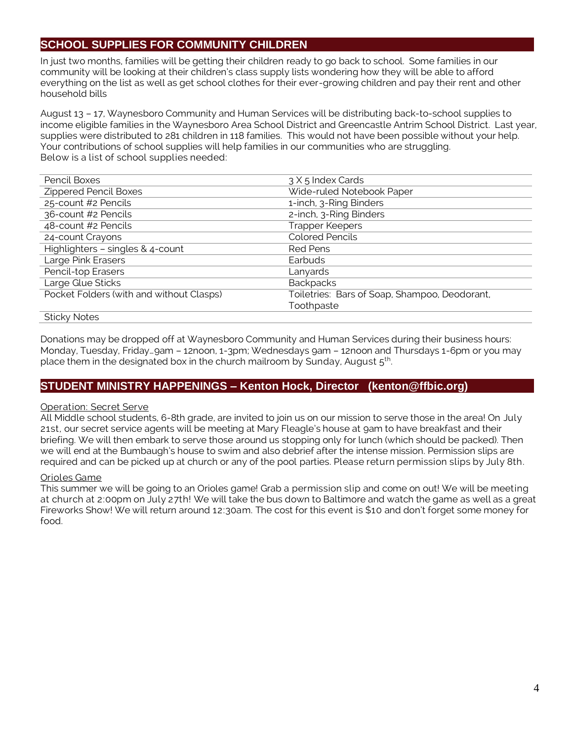## SCHOOL SUPPLIES FOR COMMUNITY CHILDREN

In just two months, families will be getting their children ready to go back to school. Some families in our community will be looking at their children's class supply lists wondering how they will be able to afford everything on the list as well as get school clothes for their ever-growing children and pay their rent and other household bills

August 13 – 17, Waynesboro Community and Human Services will be distributing back-to-school supplies to income eligible families in the Waynesboro Area School District and Greencastle Antrim School District. Last year, supplies were distributed to 281 children in 118 families. This would not have been possible without your help. Your contributions of school supplies will help families in our communities who are struggling.
Below is a list of school supplies needed:

| | |
|---|---|
| Pencil Boxes | 3 X 5 Index Cards |
| Zippered Pencil Boxes | Wide-ruled Notebook Paper |
| 25-count #2 Pencils | 1-inch, 3-Ring Binders |
| 36-count #2 Pencils | 2-inch, 3-Ring Binders |
| 48-count #2 Pencils | Trapper Keepers |
| 24-count Crayons | Colored Pencils |
| Highlighters – singles & 4-count | Red Pens |
| Large Pink Erasers | Earbuds |
| Pencil-top Erasers | Lanyards |
| Large Glue Sticks | Backpacks |
| Pocket Folders (with and without Clasps) | Toiletries: Bars of Soap, Shampoo, Deodorant, Toothpaste |
| Sticky Notes | |

Donations may be dropped off at Waynesboro Community and Human Services during their business hours: Monday, Tuesday, Friday…9am – 12noon, 1-3pm; Wednesdays 9am – 12noon and Thursdays 1-6pm or you may place them in the designated box in the church mailroom by Sunday, August 5th.

## STUDENT MINISTRY HAPPENINGS – Kenton Hock, Director (kenton@ffbic.org)

Operation: Secret Serve

All Middle school students, 6-8th grade, are invited to join us on our mission to serve those in the area! On July 21st, our secret service agents will be meeting at Mary Fleagle's house at 9am to have breakfast and their briefing. We will then embark to serve those around us stopping only for lunch (which should be packed). Then we will end at the Bumbaugh's house to swim and also debrief after the intense mission. Permission slips are required and can be picked up at church or any of the pool parties. Please return permission slips by July 8th.

Orioles Game

This summer we will be going to an Orioles game! Grab a permission slip and come on out! We will be meeting at church at 2:00pm on July 27th! We will take the bus down to Baltimore and watch the game as well as a great Fireworks Show! We will return around 12:30am. The cost for this event is $10 and don't forget some money for food.